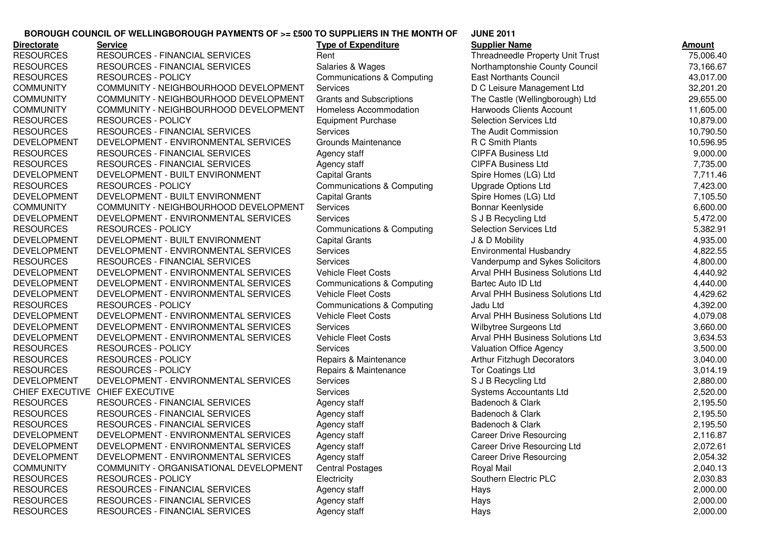**BOROUGH COUNCIL OF WELLINGBOROUGH PAYMENTS OF >= £500 TO SUPPLIERS IN THE MONTH OF JUNE 2011**

| Directorate | Service | Type of Expenditure | Supplier Name | Amount |
|---|---|---|---|---|
| RESOURCES | RESOURCES - FINANCIAL SERVICES | Rent | Threadneedle Property Unit Trust | 75,006.40 |
| RESOURCES | RESOURCES - FINANCIAL SERVICES | Salaries & Wages | Northamptonshie County Council | 73,166.67 |
| RESOURCES | RESOURCES - POLICY | Communications & Computing | East Northants Council | 43,017.00 |
| COMMUNITY | COMMUNITY - NEIGHBOURHOOD DEVELOPMENT | Services | D C Leisure Management Ltd | 32,201.20 |
| COMMUNITY | COMMUNITY - NEIGHBOURHOOD DEVELOPMENT | Grants and Subscriptions | The Castle (Wellingborough) Ltd | 29,655.00 |
| COMMUNITY | COMMUNITY - NEIGHBOURHOOD DEVELOPMENT | Homeless Accommodation | Harwoods Clients Account | 11,605.00 |
| RESOURCES | RESOURCES - POLICY | Equipment Purchase | Selection Services Ltd | 10,879.00 |
| RESOURCES | RESOURCES - FINANCIAL SERVICES | Services | The Audit Commission | 10,790.50 |
| DEVELOPMENT | DEVELOPMENT - ENVIRONMENTAL SERVICES | Grounds Maintenance | R C Smith Plants | 10,596.95 |
| RESOURCES | RESOURCES - FINANCIAL SERVICES | Agency staff | CIPFA Business Ltd | 9,000.00 |
| RESOURCES | RESOURCES - FINANCIAL SERVICES | Agency staff | CIPFA Business Ltd | 7,735.00 |
| DEVELOPMENT | DEVELOPMENT - BUILT ENVIRONMENT | Capital Grants | Spire Homes (LG) Ltd | 7,711.46 |
| RESOURCES | RESOURCES - POLICY | Communications & Computing | Upgrade Options Ltd | 7,423.00 |
| DEVELOPMENT | DEVELOPMENT - BUILT ENVIRONMENT | Capital Grants | Spire Homes (LG) Ltd | 7,105.50 |
| COMMUNITY | COMMUNITY - NEIGHBOURHOOD DEVELOPMENT | Services | Bonnar Keenlyside | 6,600.00 |
| DEVELOPMENT | DEVELOPMENT - ENVIRONMENTAL SERVICES | Services | S J B Recycling Ltd | 5,472.00 |
| RESOURCES | RESOURCES - POLICY | Communications & Computing | Selection Services Ltd | 5,382.91 |
| DEVELOPMENT | DEVELOPMENT - BUILT ENVIRONMENT | Capital Grants | J & D Mobility | 4,935.00 |
| DEVELOPMENT | DEVELOPMENT - ENVIRONMENTAL SERVICES | Services | Environmental Husbandry | 4,822.55 |
| RESOURCES | RESOURCES - FINANCIAL SERVICES | Services | Vanderpump and Sykes Solicitors | 4,800.00 |
| DEVELOPMENT | DEVELOPMENT - ENVIRONMENTAL SERVICES | Vehicle Fleet Costs | Arval PHH Business Solutions Ltd | 4,440.92 |
| DEVELOPMENT | DEVELOPMENT - ENVIRONMENTAL SERVICES | Communications & Computing | Bartec Auto ID Ltd | 4,440.00 |
| DEVELOPMENT | DEVELOPMENT - ENVIRONMENTAL SERVICES | Vehicle Fleet Costs | Arval PHH Business Solutions Ltd | 4,429.62 |
| RESOURCES | RESOURCES - POLICY | Communications & Computing | Jadu Ltd | 4,392.00 |
| DEVELOPMENT | DEVELOPMENT - ENVIRONMENTAL SERVICES | Vehicle Fleet Costs | Arval PHH Business Solutions Ltd | 4,079.08 |
| DEVELOPMENT | DEVELOPMENT - ENVIRONMENTAL SERVICES | Services | Wilbytree Surgeons Ltd | 3,660.00 |
| DEVELOPMENT | DEVELOPMENT - ENVIRONMENTAL SERVICES | Vehicle Fleet Costs | Arval PHH Business Solutions Ltd | 3,634.53 |
| RESOURCES | RESOURCES - POLICY | Services | Valuation Office Agency | 3,500.00 |
| RESOURCES | RESOURCES - POLICY | Repairs & Maintenance | Arthur Fitzhugh Decorators | 3,040.00 |
| RESOURCES | RESOURCES - POLICY | Repairs & Maintenance | Tor Coatings Ltd | 3,014.19 |
| DEVELOPMENT | DEVELOPMENT - ENVIRONMENTAL SERVICES | Services | S J B Recycling Ltd | 2,880.00 |
| CHIEF EXECUTIVE | CHIEF EXECUTIVE | Services | Systems Accountants Ltd | 2,520.00 |
| RESOURCES | RESOURCES - FINANCIAL SERVICES | Agency staff | Badenoch & Clark | 2,195.50 |
| RESOURCES | RESOURCES - FINANCIAL SERVICES | Agency staff | Badenoch & Clark | 2,195.50 |
| RESOURCES | RESOURCES - FINANCIAL SERVICES | Agency staff | Badenoch & Clark | 2,195.50 |
| DEVELOPMENT | DEVELOPMENT - ENVIRONMENTAL SERVICES | Agency staff | Career Drive Resourcing | 2,116.87 |
| DEVELOPMENT | DEVELOPMENT - ENVIRONMENTAL SERVICES | Agency staff | Career Drive Resourcing Ltd | 2,072.61 |
| DEVELOPMENT | DEVELOPMENT - ENVIRONMENTAL SERVICES | Agency staff | Career Drive Resourcing | 2,054.32 |
| COMMUNITY | COMMUNITY - ORGANISATIONAL DEVELOPMENT | Central Postages | Royal Mail | 2,040.13 |
| RESOURCES | RESOURCES - POLICY | Electricity | Southern Electric PLC | 2,030.83 |
| RESOURCES | RESOURCES - FINANCIAL SERVICES | Agency staff | Hays | 2,000.00 |
| RESOURCES | RESOURCES - FINANCIAL SERVICES | Agency staff | Hays | 2,000.00 |
| RESOURCES | RESOURCES - FINANCIAL SERVICES | Agency staff | Hays | 2,000.00 |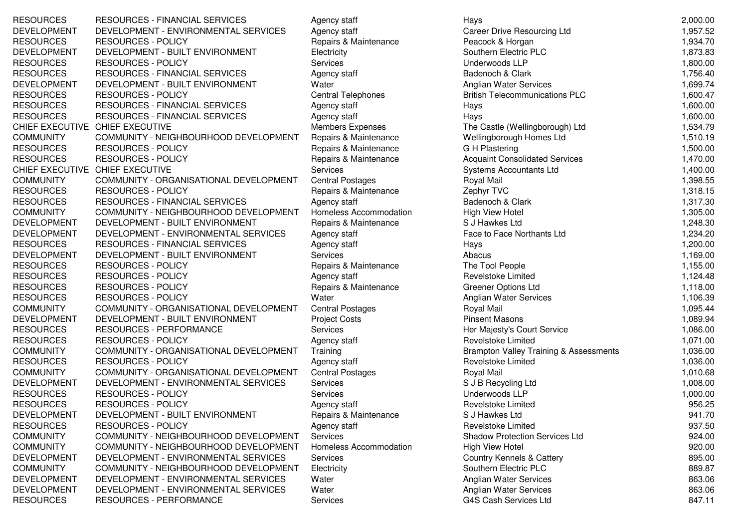| | | | | |
|---|---|---|---|---|
| RESOURCES | RESOURCES - FINANCIAL SERVICES | Agency staff | Hays | 2,000.00 |
| DEVELOPMENT | DEVELOPMENT - ENVIRONMENTAL SERVICES | Agency staff | Career Drive Resourcing Ltd | 1,957.52 |
| RESOURCES | RESOURCES - POLICY | Repairs & Maintenance | Peacock & Horgan | 1,934.70 |
| DEVELOPMENT | DEVELOPMENT - BUILT ENVIRONMENT | Electricity | Southern Electric PLC | 1,873.83 |
| RESOURCES | RESOURCES - POLICY | Services | Underwoods LLP | 1,800.00 |
| RESOURCES | RESOURCES - FINANCIAL SERVICES | Agency staff | Badenoch & Clark | 1,756.40 |
| DEVELOPMENT | DEVELOPMENT - BUILT ENVIRONMENT | Water | Anglian Water Services | 1,699.74 |
| RESOURCES | RESOURCES - POLICY | Central Telephones | British Telecommunications PLC | 1,600.47 |
| RESOURCES | RESOURCES - FINANCIAL SERVICES | Agency staff | Hays | 1,600.00 |
| RESOURCES | RESOURCES - FINANCIAL SERVICES | Agency staff | Hays | 1,600.00 |
| CHIEF EXECUTIVE | CHIEF EXECUTIVE | Members Expenses | The Castle (Wellingborough) Ltd | 1,534.79 |
| COMMUNITY | COMMUNITY - NEIGHBOURHOOD DEVELOPMENT | Repairs & Maintenance | Wellingborough Homes Ltd | 1,510.19 |
| RESOURCES | RESOURCES - POLICY | Repairs & Maintenance | G H Plastering | 1,500.00 |
| RESOURCES | RESOURCES - POLICY | Repairs & Maintenance | Acquaint Consolidated Services | 1,470.00 |
| CHIEF EXECUTIVE | CHIEF EXECUTIVE | Services | Systems Accountants Ltd | 1,400.00 |
| COMMUNITY | COMMUNITY - ORGANISATIONAL DEVELOPMENT | Central Postages | Royal Mail | 1,398.55 |
| RESOURCES | RESOURCES - POLICY | Repairs & Maintenance | Zephyr TVC | 1,318.15 |
| RESOURCES | RESOURCES - FINANCIAL SERVICES | Agency staff | Badenoch & Clark | 1,317.30 |
| COMMUNITY | COMMUNITY - NEIGHBOURHOOD DEVELOPMENT | Homeless Accommodation | High View Hotel | 1,305.00 |
| DEVELOPMENT | DEVELOPMENT - BUILT ENVIRONMENT | Repairs & Maintenance | S J Hawkes Ltd | 1,248.30 |
| DEVELOPMENT | DEVELOPMENT - ENVIRONMENTAL SERVICES | Agency staff | Face to Face Northants Ltd | 1,234.20 |
| RESOURCES | RESOURCES - FINANCIAL SERVICES | Agency staff | Hays | 1,200.00 |
| DEVELOPMENT | DEVELOPMENT - BUILT ENVIRONMENT | Services | Abacus | 1,169.00 |
| RESOURCES | RESOURCES - POLICY | Repairs & Maintenance | The Tool People | 1,155.00 |
| RESOURCES | RESOURCES - POLICY | Agency staff | Revelstoke Limited | 1,124.48 |
| RESOURCES | RESOURCES - POLICY | Repairs & Maintenance | Greener Options Ltd | 1,118.00 |
| RESOURCES | RESOURCES - POLICY | Water | Anglian Water Services | 1,106.39 |
| COMMUNITY | COMMUNITY - ORGANISATIONAL DEVELOPMENT | Central Postages | Royal Mail | 1,095.44 |
| DEVELOPMENT | DEVELOPMENT - BUILT ENVIRONMENT | Project Costs | Pinsent Masons | 1,089.94 |
| RESOURCES | RESOURCES - PERFORMANCE | Services | Her Majesty's Court Service | 1,086.00 |
| RESOURCES | RESOURCES - POLICY | Agency staff | Revelstoke Limited | 1,071.00 |
| COMMUNITY | COMMUNITY - ORGANISATIONAL DEVELOPMENT | Training | Brampton Valley Training & Assessments | 1,036.00 |
| RESOURCES | RESOURCES - POLICY | Agency staff | Revelstoke Limited | 1,036.00 |
| COMMUNITY | COMMUNITY - ORGANISATIONAL DEVELOPMENT | Central Postages | Royal Mail | 1,010.68 |
| DEVELOPMENT | DEVELOPMENT - ENVIRONMENTAL SERVICES | Services | S J B Recycling Ltd | 1,008.00 |
| RESOURCES | RESOURCES - POLICY | Services | Underwoods LLP | 1,000.00 |
| RESOURCES | RESOURCES - POLICY | Agency staff | Revelstoke Limited | 956.25 |
| DEVELOPMENT | DEVELOPMENT - BUILT ENVIRONMENT | Repairs & Maintenance | S J Hawkes Ltd | 941.70 |
| RESOURCES | RESOURCES - POLICY | Agency staff | Revelstoke Limited | 937.50 |
| COMMUNITY | COMMUNITY - NEIGHBOURHOOD DEVELOPMENT | Services | Shadow Protection Services Ltd | 924.00 |
| COMMUNITY | COMMUNITY - NEIGHBOURHOOD DEVELOPMENT | Homeless Accommodation | High View Hotel | 920.00 |
| DEVELOPMENT | DEVELOPMENT - ENVIRONMENTAL SERVICES | Services | Country Kennels & Cattery | 895.00 |
| COMMUNITY | COMMUNITY - NEIGHBOURHOOD DEVELOPMENT | Electricity | Southern Electric PLC | 889.87 |
| DEVELOPMENT | DEVELOPMENT - ENVIRONMENTAL SERVICES | Water | Anglian Water Services | 863.06 |
| DEVELOPMENT | DEVELOPMENT - ENVIRONMENTAL SERVICES | Water | Anglian Water Services | 863.06 |
| RESOURCES | RESOURCES - PERFORMANCE | Services | G4S Cash Services Ltd | 847.11 |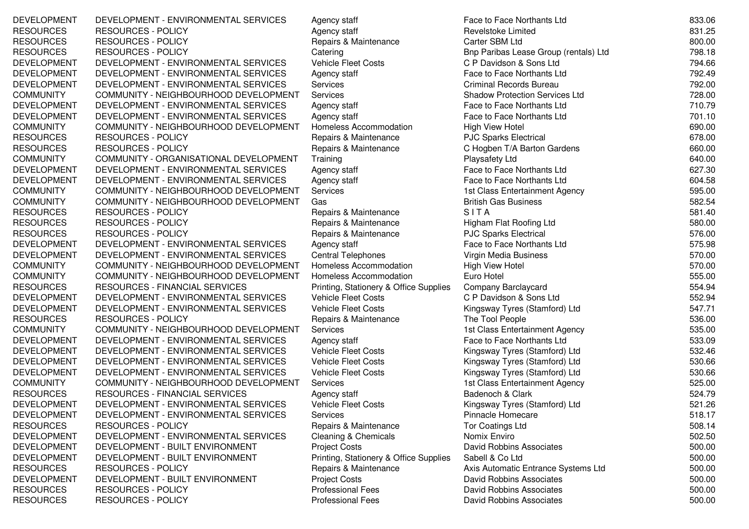| | | | | |
|---|---|---|---|---|
| DEVELOPMENT | DEVELOPMENT - ENVIRONMENTAL SERVICES | Agency staff | Face to Face Northants Ltd | 833.06 |
| RESOURCES | RESOURCES - POLICY | Agency staff | Revelstoke Limited | 831.25 |
| RESOURCES | RESOURCES - POLICY | Repairs & Maintenance | Carter SBM Ltd | 800.00 |
| RESOURCES | RESOURCES - POLICY | Catering | Bnp Paribas Lease Group (rentals) Ltd | 798.18 |
| DEVELOPMENT | DEVELOPMENT - ENVIRONMENTAL SERVICES | Vehicle Fleet Costs | C P Davidson & Sons Ltd | 794.66 |
| DEVELOPMENT | DEVELOPMENT - ENVIRONMENTAL SERVICES | Agency staff | Face to Face Northants Ltd | 792.49 |
| DEVELOPMENT | DEVELOPMENT - ENVIRONMENTAL SERVICES | Services | Criminal Records Bureau | 792.00 |
| COMMUNITY | COMMUNITY - NEIGHBOURHOOD DEVELOPMENT | Services | Shadow Protection Services Ltd | 728.00 |
| DEVELOPMENT | DEVELOPMENT - ENVIRONMENTAL SERVICES | Agency staff | Face to Face Northants Ltd | 710.79 |
| DEVELOPMENT | DEVELOPMENT - ENVIRONMENTAL SERVICES | Agency staff | Face to Face Northants Ltd | 701.10 |
| COMMUNITY | COMMUNITY - NEIGHBOURHOOD DEVELOPMENT | Homeless Accommodation | High View Hotel | 690.00 |
| RESOURCES | RESOURCES - POLICY | Repairs & Maintenance | PJC Sparks Electrical | 678.00 |
| RESOURCES | RESOURCES - POLICY | Repairs & Maintenance | C Hogben T/A Barton Gardens | 660.00 |
| COMMUNITY | COMMUNITY - ORGANISATIONAL DEVELOPMENT | Training | Playsafety Ltd | 640.00 |
| DEVELOPMENT | DEVELOPMENT - ENVIRONMENTAL SERVICES | Agency staff | Face to Face Northants Ltd | 627.30 |
| DEVELOPMENT | DEVELOPMENT - ENVIRONMENTAL SERVICES | Agency staff | Face to Face Northants Ltd | 604.58 |
| COMMUNITY | COMMUNITY - NEIGHBOURHOOD DEVELOPMENT | Services | 1st Class Entertainment Agency | 595.00 |
| COMMUNITY | COMMUNITY - NEIGHBOURHOOD DEVELOPMENT | Gas | British Gas Business | 582.54 |
| RESOURCES | RESOURCES - POLICY | Repairs & Maintenance | S I T A | 581.40 |
| RESOURCES | RESOURCES - POLICY | Repairs & Maintenance | Higham Flat Roofing Ltd | 580.00 |
| RESOURCES | RESOURCES - POLICY | Repairs & Maintenance | PJC Sparks Electrical | 576.00 |
| DEVELOPMENT | DEVELOPMENT - ENVIRONMENTAL SERVICES | Agency staff | Face to Face Northants Ltd | 575.98 |
| DEVELOPMENT | DEVELOPMENT - ENVIRONMENTAL SERVICES | Central Telephones | Virgin Media Business | 570.00 |
| COMMUNITY | COMMUNITY - NEIGHBOURHOOD DEVELOPMENT | Homeless Accommodation | High View Hotel | 570.00 |
| COMMUNITY | COMMUNITY - NEIGHBOURHOOD DEVELOPMENT | Homeless Accommodation | Euro Hotel | 555.00 |
| RESOURCES | RESOURCES - FINANCIAL SERVICES | Printing, Stationery & Office Supplies | Company Barclaycard | 554.94 |
| DEVELOPMENT | DEVELOPMENT - ENVIRONMENTAL SERVICES | Vehicle Fleet Costs | C P Davidson & Sons Ltd | 552.94 |
| DEVELOPMENT | DEVELOPMENT - ENVIRONMENTAL SERVICES | Vehicle Fleet Costs | Kingsway Tyres (Stamford) Ltd | 547.71 |
| RESOURCES | RESOURCES - POLICY | Repairs & Maintenance | The Tool People | 536.00 |
| COMMUNITY | COMMUNITY - NEIGHBOURHOOD DEVELOPMENT | Services | 1st Class Entertainment Agency | 535.00 |
| DEVELOPMENT | DEVELOPMENT - ENVIRONMENTAL SERVICES | Agency staff | Face to Face Northants Ltd | 533.09 |
| DEVELOPMENT | DEVELOPMENT - ENVIRONMENTAL SERVICES | Vehicle Fleet Costs | Kingsway Tyres (Stamford) Ltd | 532.46 |
| DEVELOPMENT | DEVELOPMENT - ENVIRONMENTAL SERVICES | Vehicle Fleet Costs | Kingsway Tyres (Stamford) Ltd | 530.66 |
| DEVELOPMENT | DEVELOPMENT - ENVIRONMENTAL SERVICES | Vehicle Fleet Costs | Kingsway Tyres (Stamford) Ltd | 530.66 |
| COMMUNITY | COMMUNITY - NEIGHBOURHOOD DEVELOPMENT | Services | 1st Class Entertainment Agency | 525.00 |
| RESOURCES | RESOURCES - FINANCIAL SERVICES | Agency staff | Badenoch & Clark | 524.79 |
| DEVELOPMENT | DEVELOPMENT - ENVIRONMENTAL SERVICES | Vehicle Fleet Costs | Kingsway Tyres (Stamford) Ltd | 521.26 |
| DEVELOPMENT | DEVELOPMENT - ENVIRONMENTAL SERVICES | Services | Pinnacle Homecare | 518.17 |
| RESOURCES | RESOURCES - POLICY | Repairs & Maintenance | Tor Coatings Ltd | 508.14 |
| DEVELOPMENT | DEVELOPMENT - ENVIRONMENTAL SERVICES | Cleaning & Chemicals | Nomix Enviro | 502.50 |
| DEVELOPMENT | DEVELOPMENT - BUILT ENVIRONMENT | Project Costs | David Robbins Associates | 500.00 |
| DEVELOPMENT | DEVELOPMENT - BUILT ENVIRONMENT | Printing, Stationery & Office Supplies | Sabell & Co Ltd | 500.00 |
| RESOURCES | RESOURCES - POLICY | Repairs & Maintenance | Axis Automatic Entrance Systems Ltd | 500.00 |
| DEVELOPMENT | DEVELOPMENT - BUILT ENVIRONMENT | Project Costs | David Robbins Associates | 500.00 |
| RESOURCES | RESOURCES - POLICY | Professional Fees | David Robbins Associates | 500.00 |
| RESOURCES | RESOURCES - POLICY | Professional Fees | David Robbins Associates | 500.00 |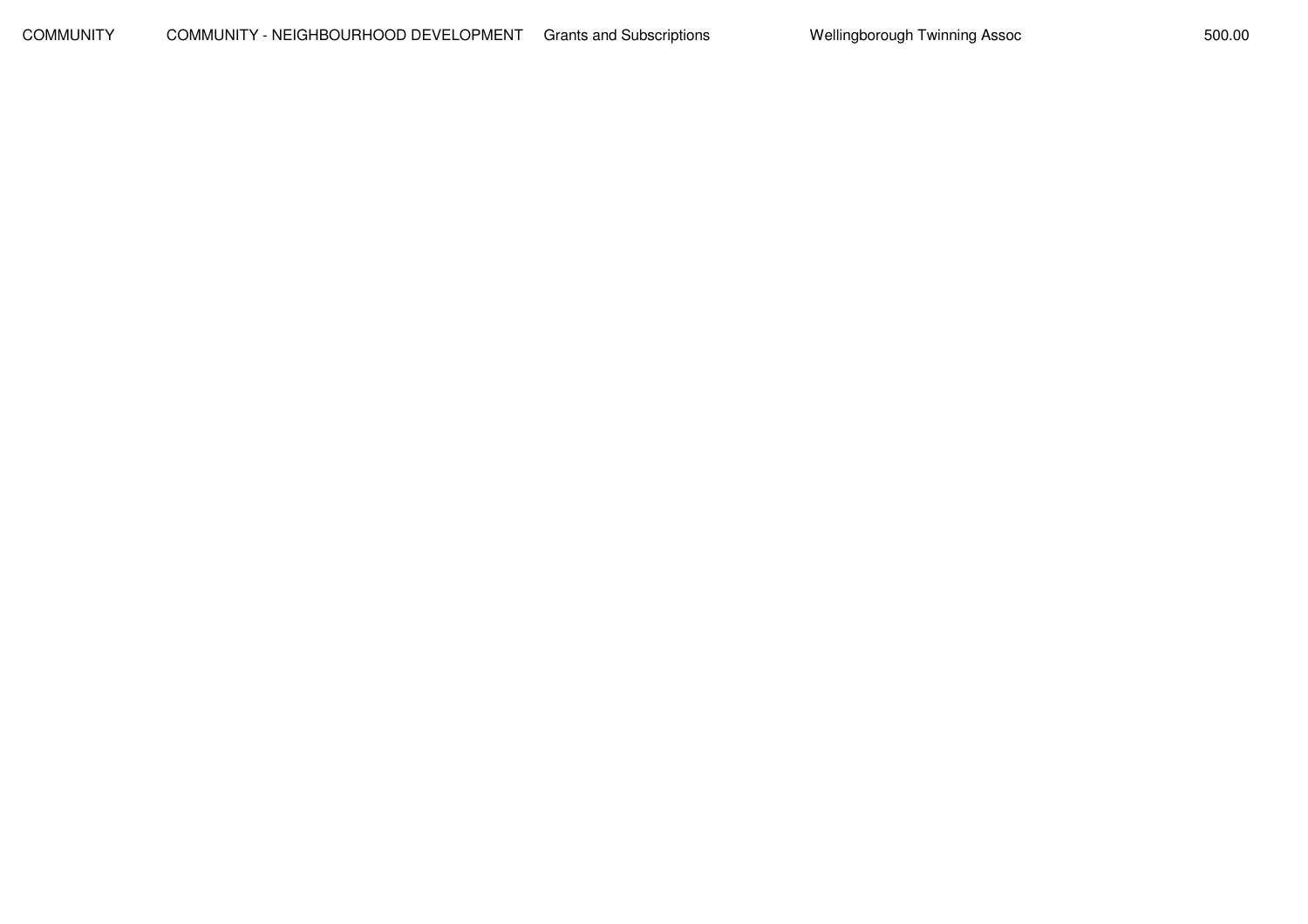| | | | | |
|---|---|---|---|---|
| COMMUNITY | COMMUNITY - NEIGHBOURHOOD DEVELOPMENT | Grants and Subscriptions | Wellingborough Twinning Assoc | 500.00 |